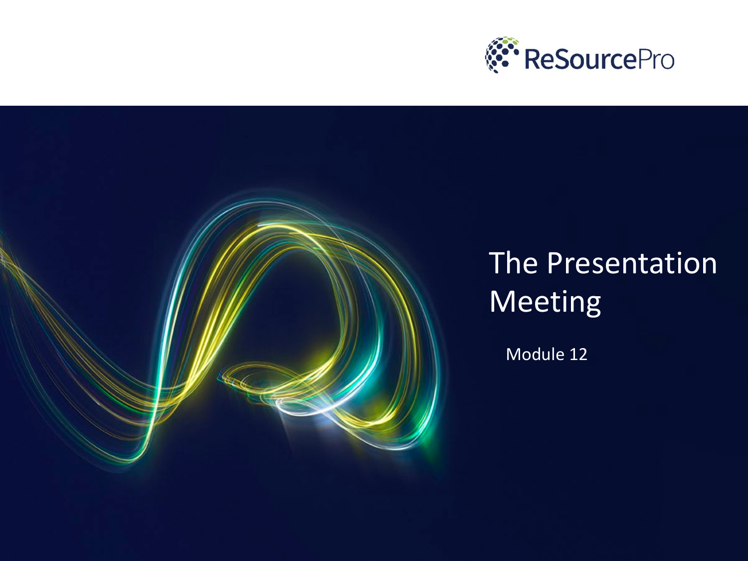ReSourcePro

# The Presentation Meeting

Module 12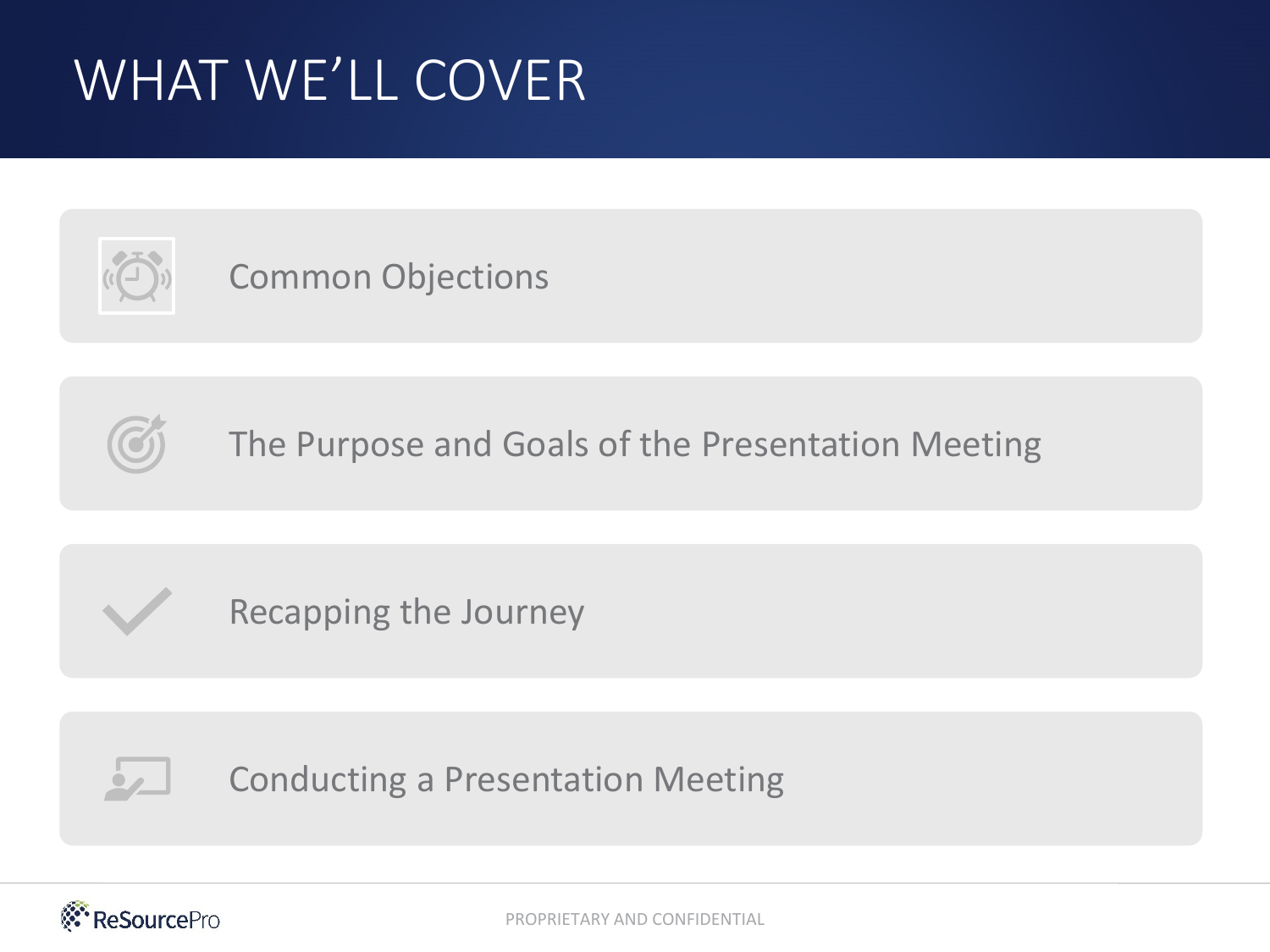# WHAT WE'LL COVER

- Common Objections
- The Purpose and Goals of the Presentation Meeting
- Recapping the Journey
- Conducting a Presentation Meeting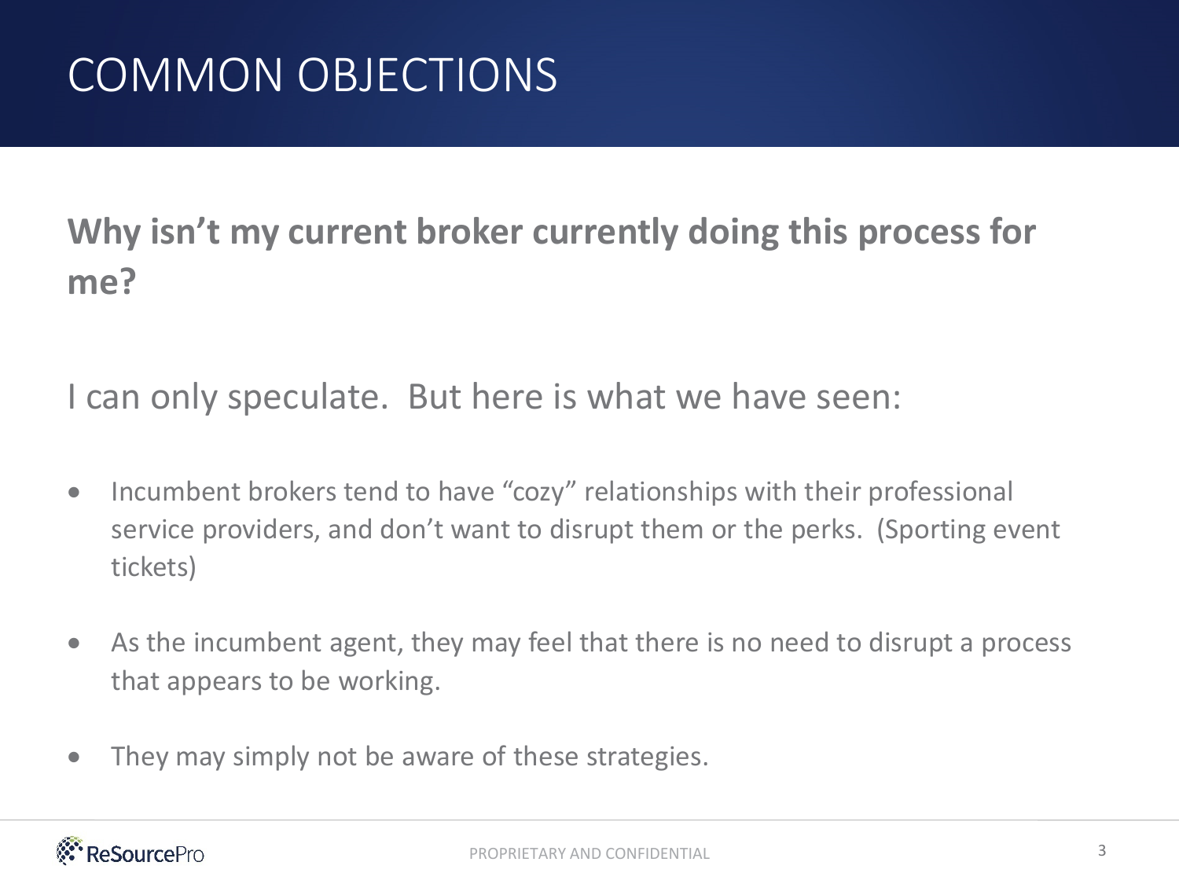# COMMON OBJECTIONS

**Why isn't my current broker currently doing this process for me?**

I can only speculate. But here is what we have seen:

- Incumbent brokers tend to have "cozy" relationships with their professional service providers, and don't want to disrupt them or the perks. (Sporting event tickets)
- As the incumbent agent, they may feel that there is no need to disrupt a process that appears to be working.
- They may simply not be aware of these strategies.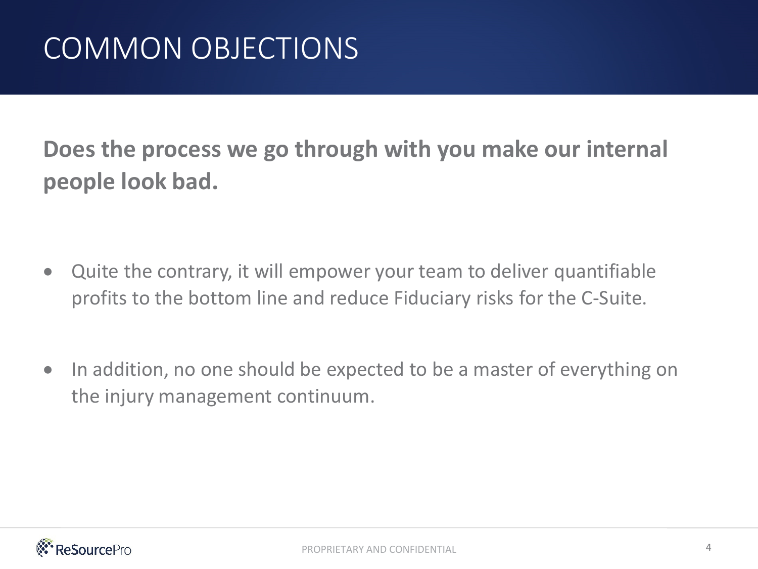# COMMON OBJECTIONS

**Does the process we go through with you make our internal people look bad.**

- Quite the contrary, it will empower your team to deliver quantifiable profits to the bottom line and reduce Fiduciary risks for the C-Suite.
- In addition, no one should be expected to be a master of everything on the injury management continuum.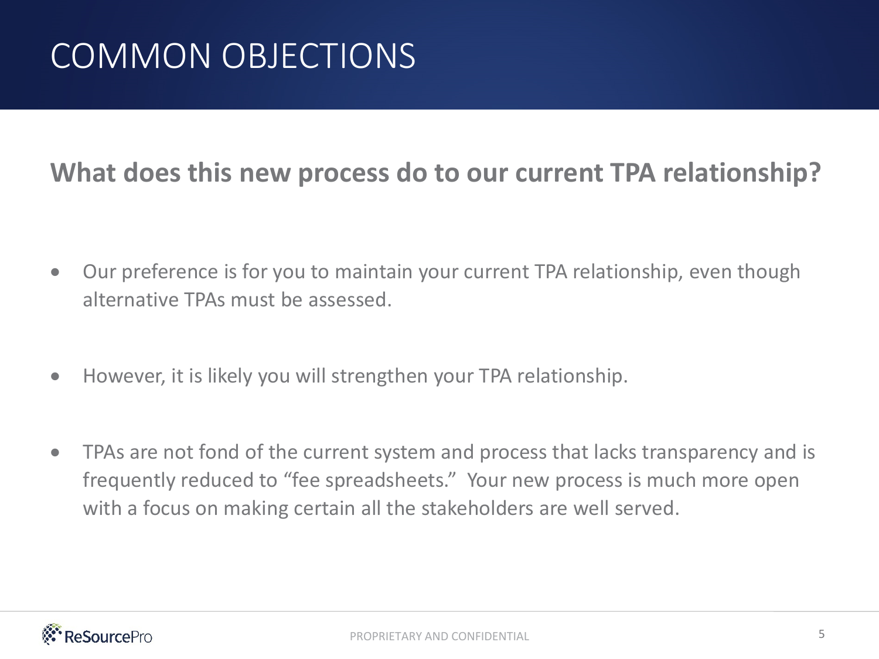# COMMON OBJECTIONS

## What does this new process do to our current TPA relationship?

- Our preference is for you to maintain your current TPA relationship, even though alternative TPAs must be assessed.
- However, it is likely you will strengthen your TPA relationship.
- TPAs are not fond of the current system and process that lacks transparency and is frequently reduced to "fee spreadsheets." Your new process is much more open with a focus on making certain all the stakeholders are well served.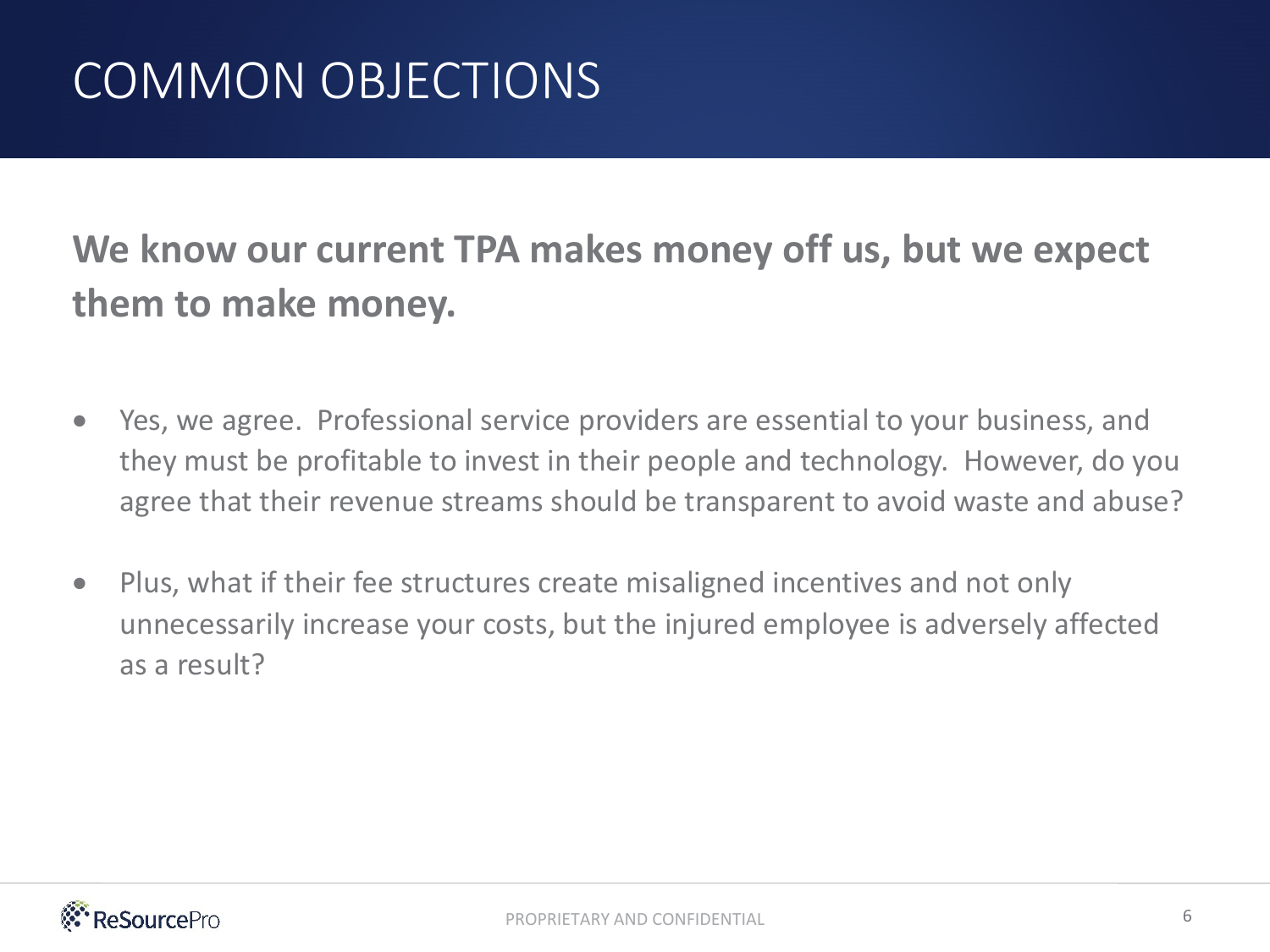# COMMON OBJECTIONS

**We know our current TPA makes money off us, but we expect them to make money.**

- Yes, we agree.  Professional service providers are essential to your business, and they must be profitable to invest in their people and technology.  However, do you agree that their revenue streams should be transparent to avoid waste and abuse?
- Plus, what if their fee structures create misaligned incentives and not only unnecessarily increase your costs, but the injured employee is adversely affected as a result?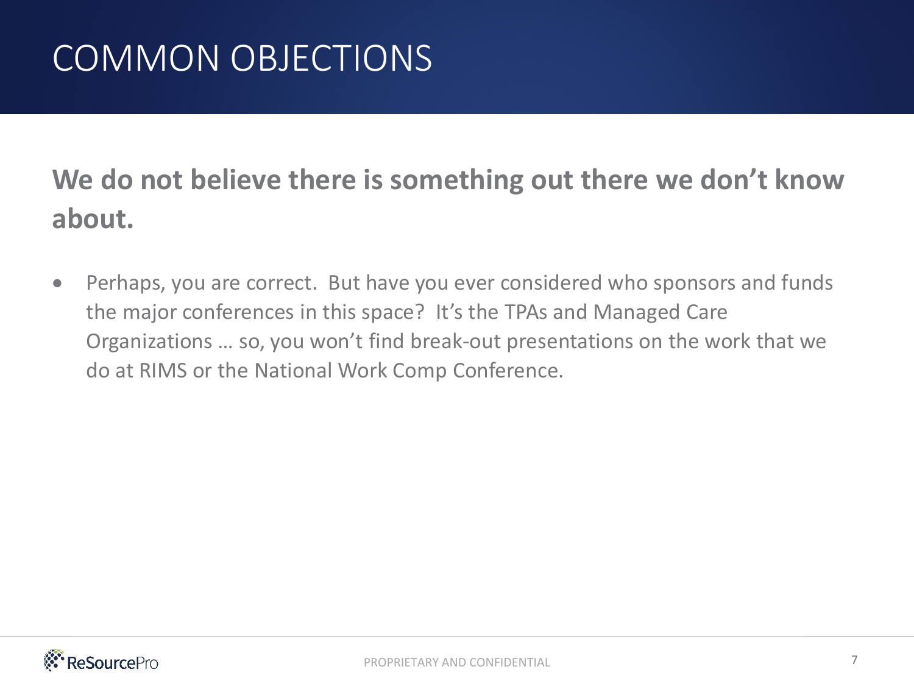# COMMON OBJECTIONS

**We do not believe there is something out there we don't know about.**

- Perhaps, you are correct. But have you ever considered who sponsors and funds the major conferences in this space? It's the TPAs and Managed Care Organizations … so, you won't find break-out presentations on the work that we do at RIMS or the National Work Comp Conference.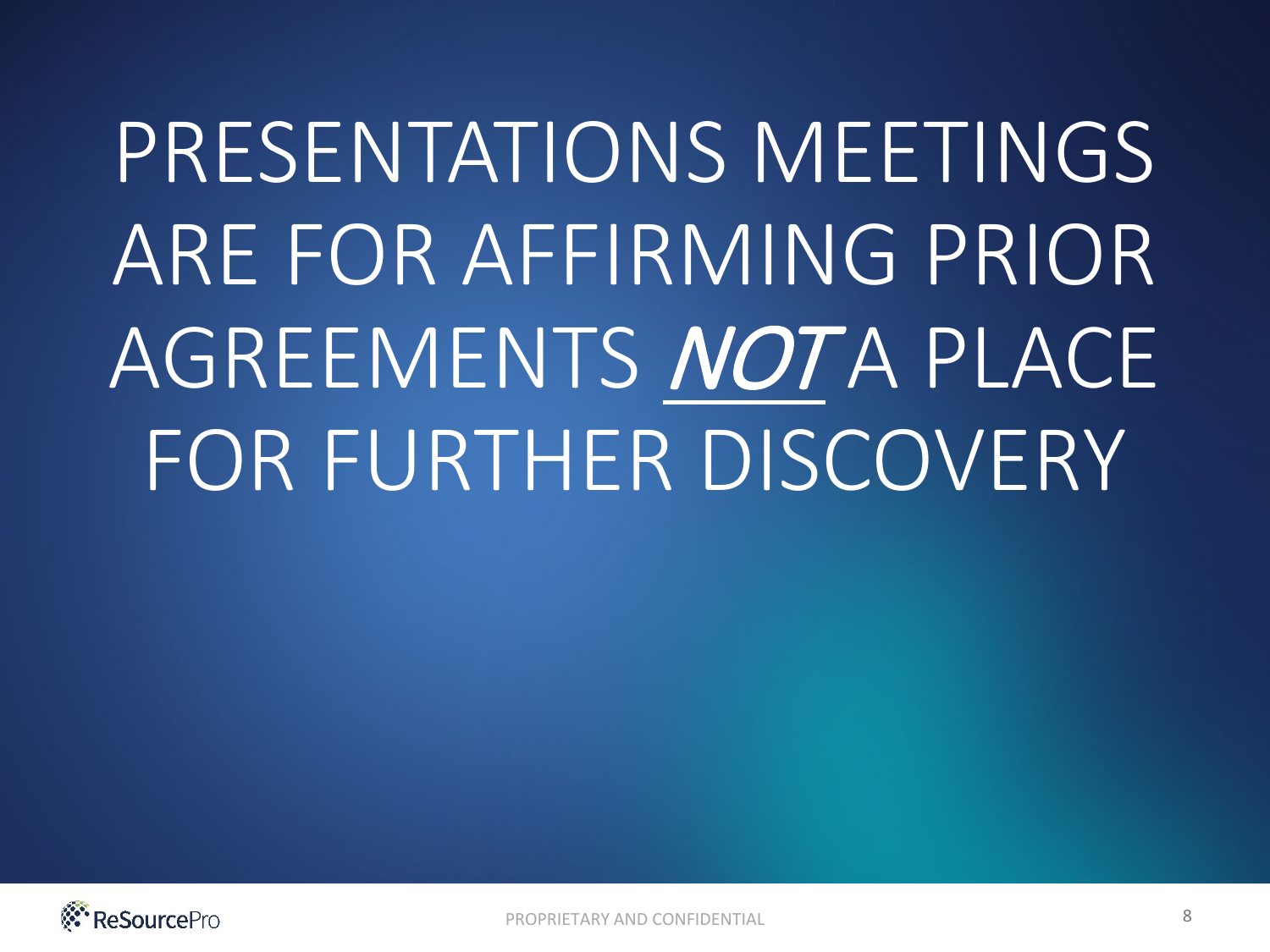# PRESENTATIONS MEETINGS ARE FOR AFFIRMING PRIOR AGREEMENTS ***NOT*** A PLACE FOR FURTHER DISCOVERY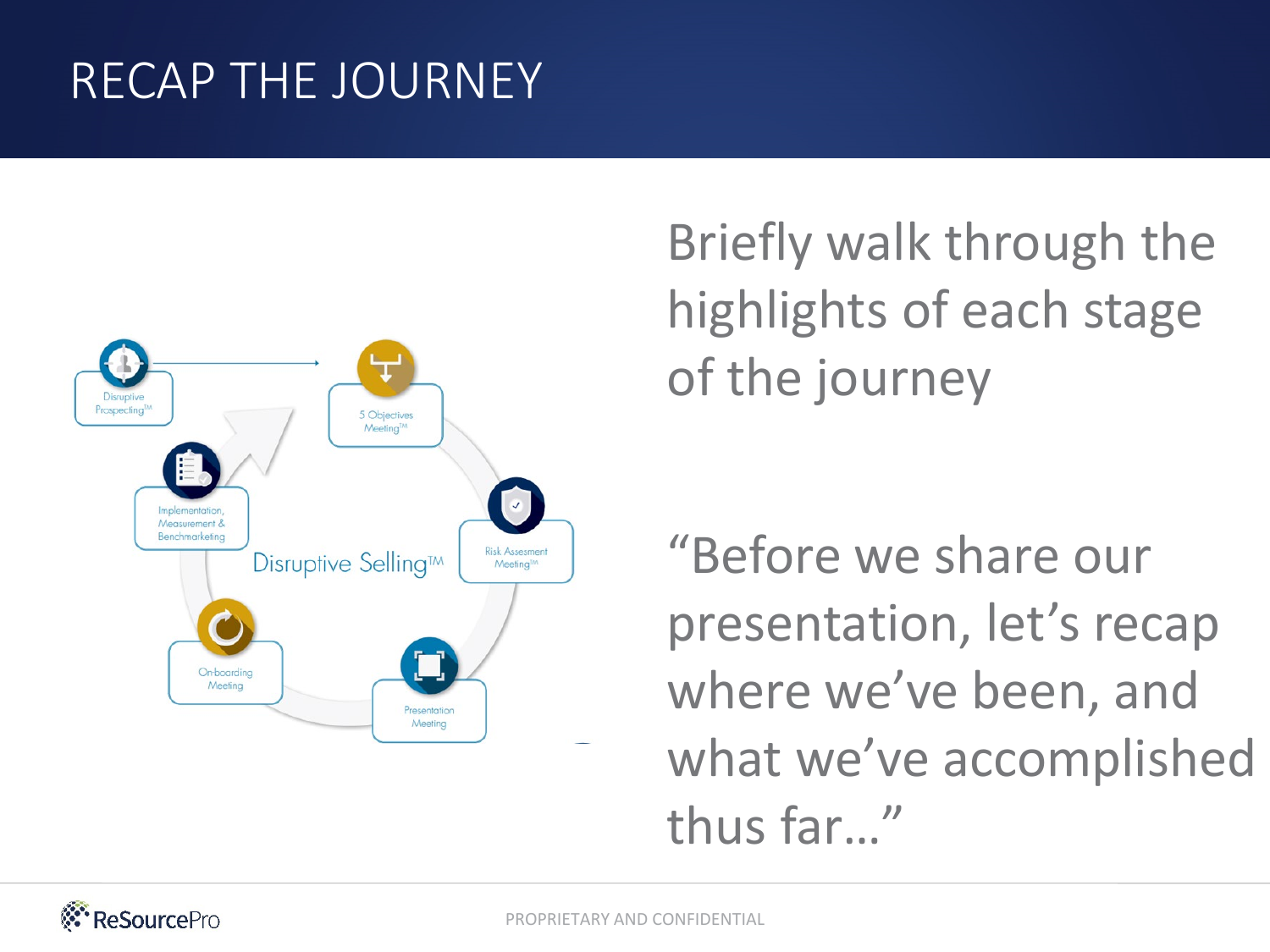# RECAP THE JOURNEY

Disruptive Prospecting™

5 Objectives Meeting™

Risk Assesment Meeting™

Presentation Meeting

On-boarding Meeting

Implementation, Measurement & Benchmarketing

Disruptive Selling™

Briefly walk through the highlights of each stage of the journey

"Before we share our presentation, let's recap where we've been, and what we've accomplished thus far…"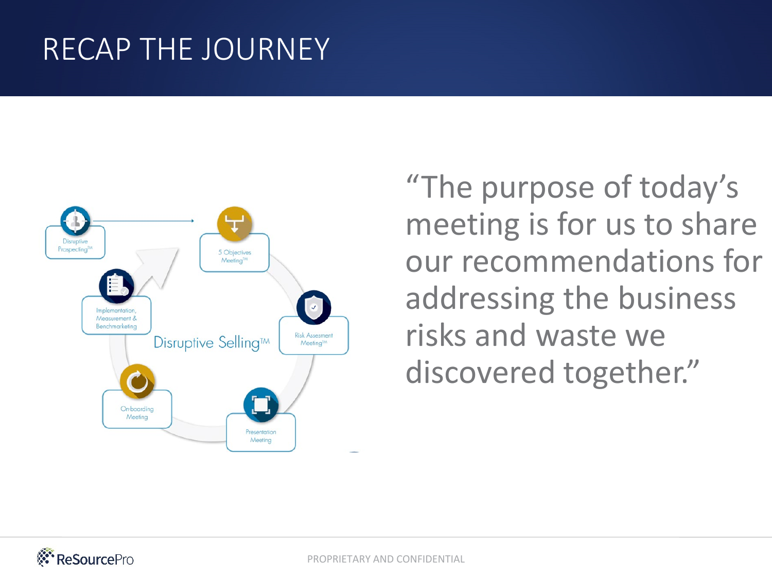# RECAP THE JOURNEY

Disruptive Prospecting™

5 Objectives Meeting™

Risk Assesment Meeting™

Presentation Meeting

On-boarding Meeting

Implementation, Measurement & Benchmarketing

Disruptive Selling™

"The purpose of today's meeting is for us to share our recommendations for addressing the business risks and waste we discovered together."

PROPRIETARY AND CONFIDENTIAL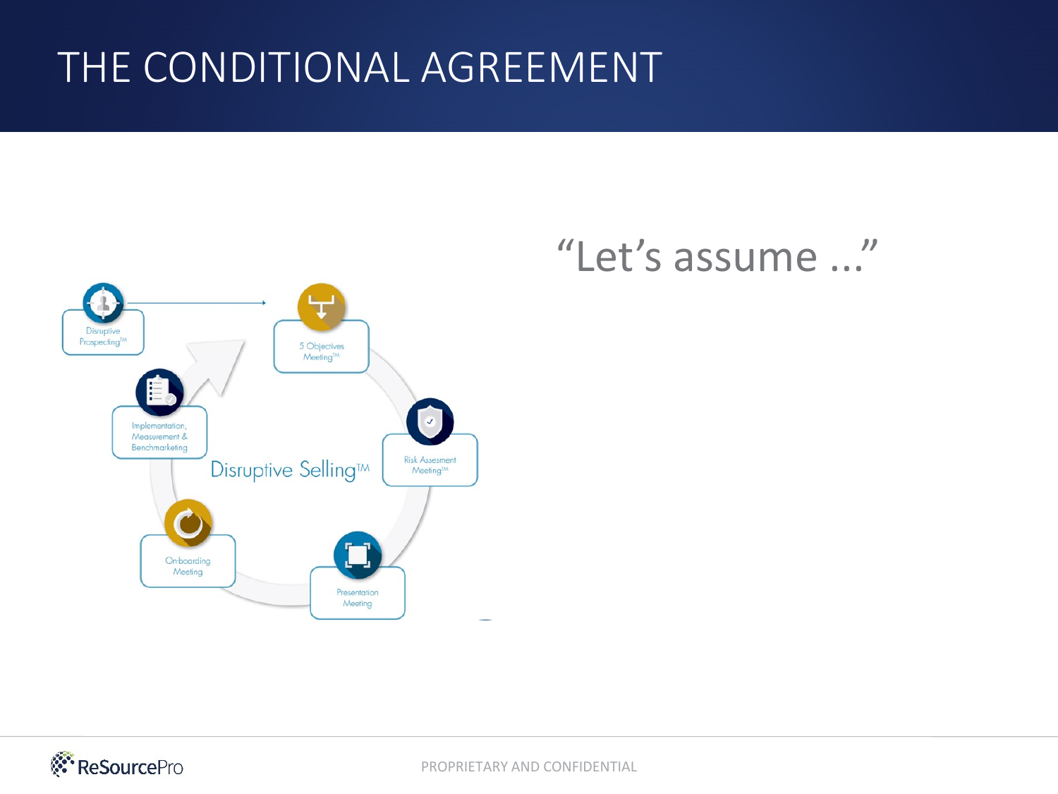# THE CONDITIONAL AGREEMENT

Disruptive Prospecting™

5 Objectives Meeting™

Risk Assesment Meeting™

Presentation Meeting

On-boarding Meeting

Implementation, Measurement & Benchmarketing

Disruptive Selling™

"Let's assume ..."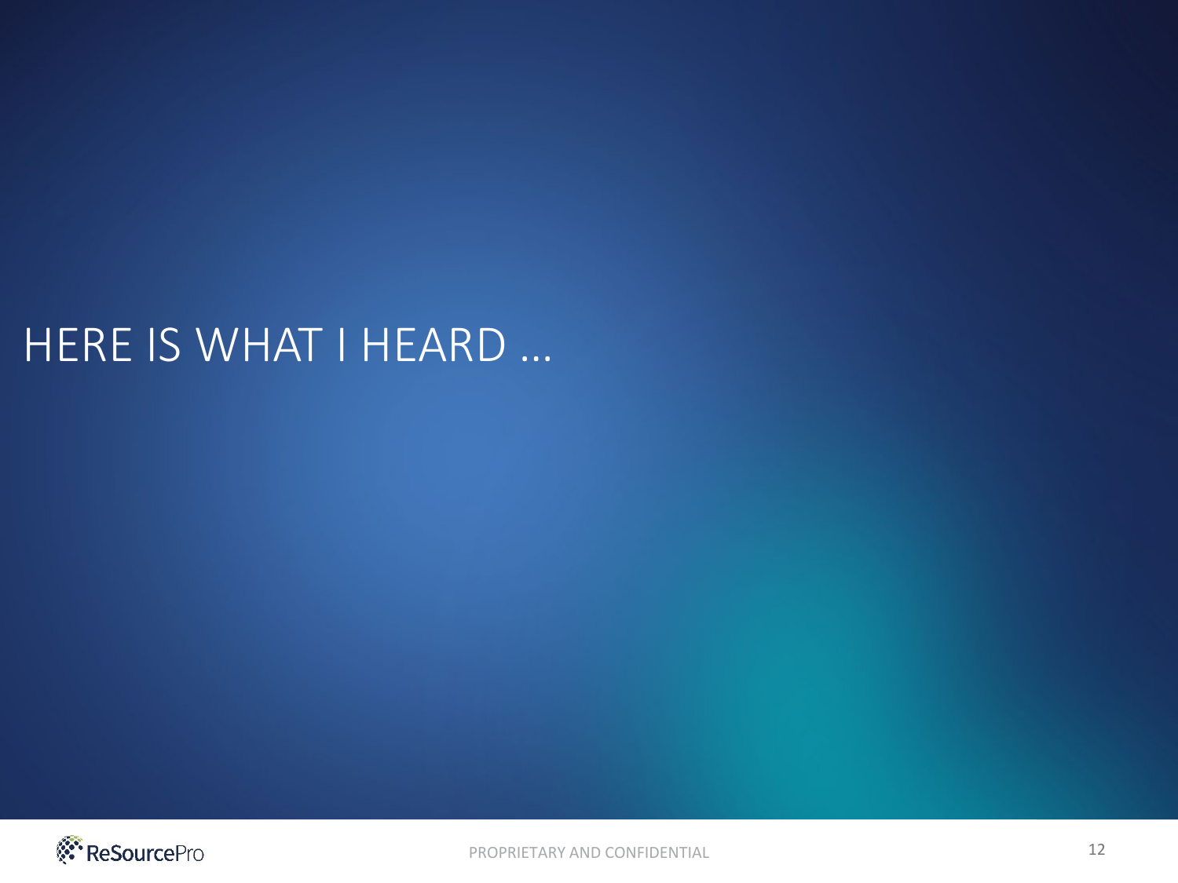# HERE IS WHAT I HEARD …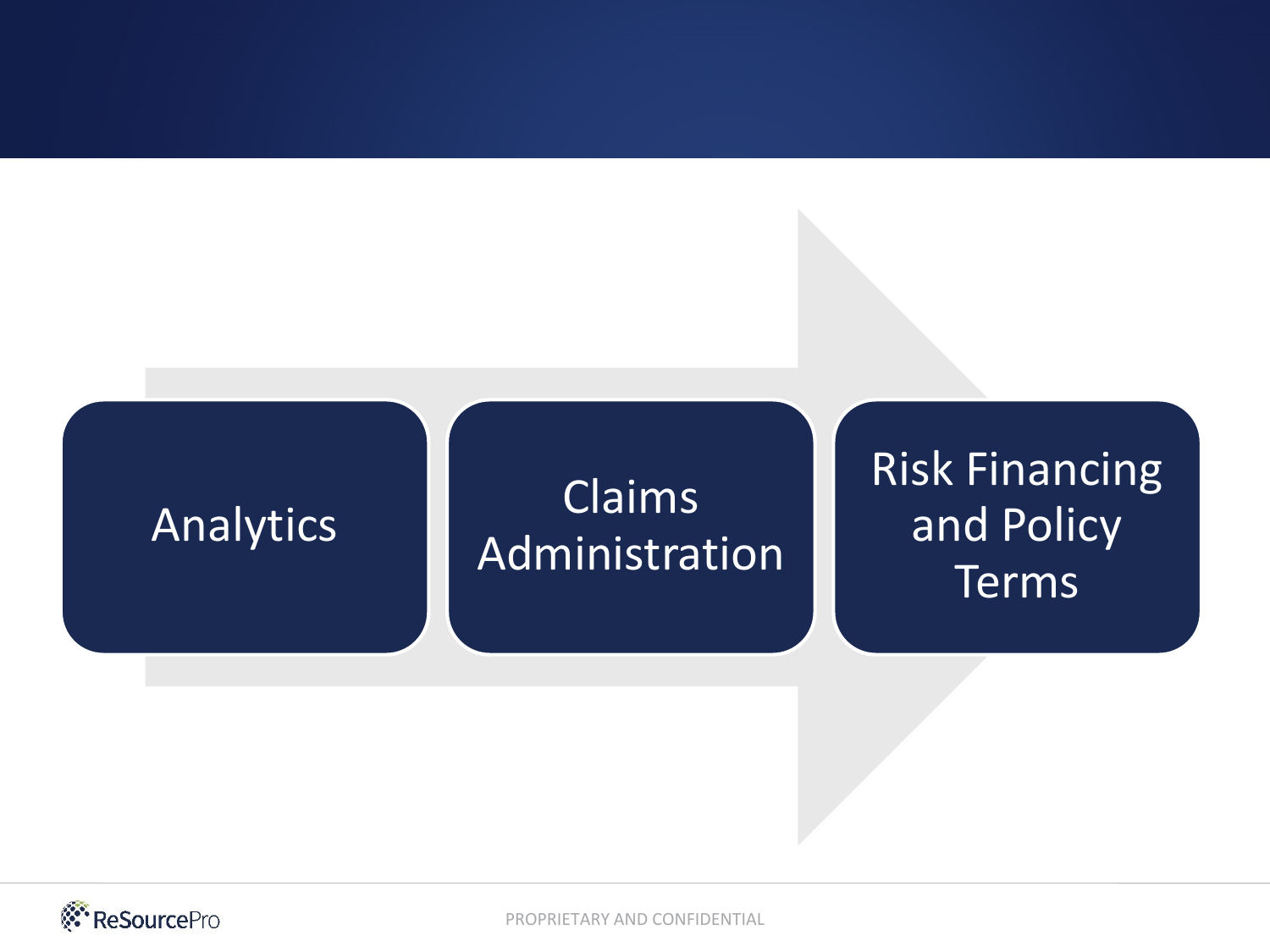Analytics

Claims Administration

Risk Financing and Policy Terms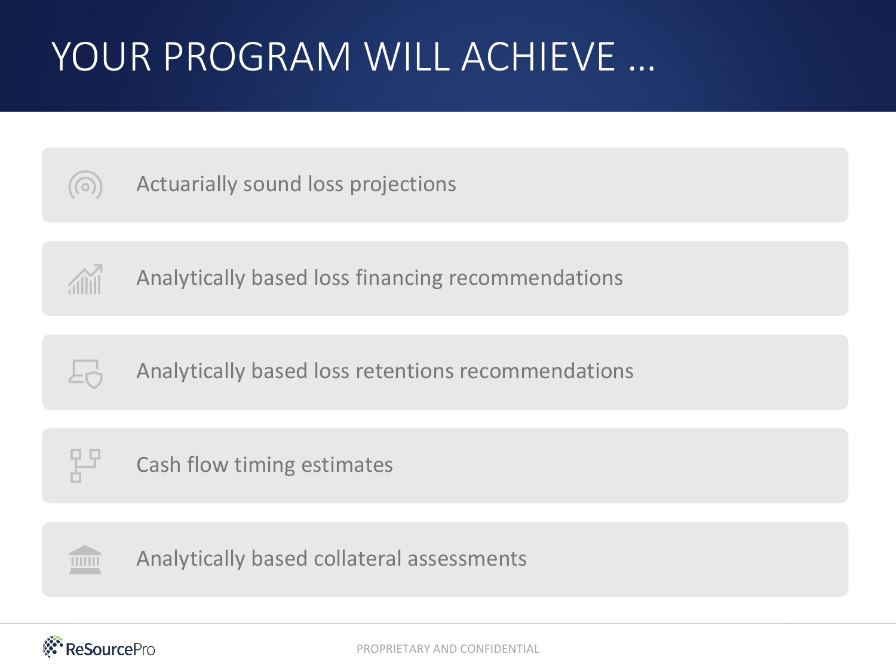# YOUR PROGRAM WILL ACHIEVE …

- Actuarially sound loss projections
- Analytically based loss financing recommendations
- Analytically based loss retentions recommendations
- Cash flow timing estimates
- Analytically based collateral assessments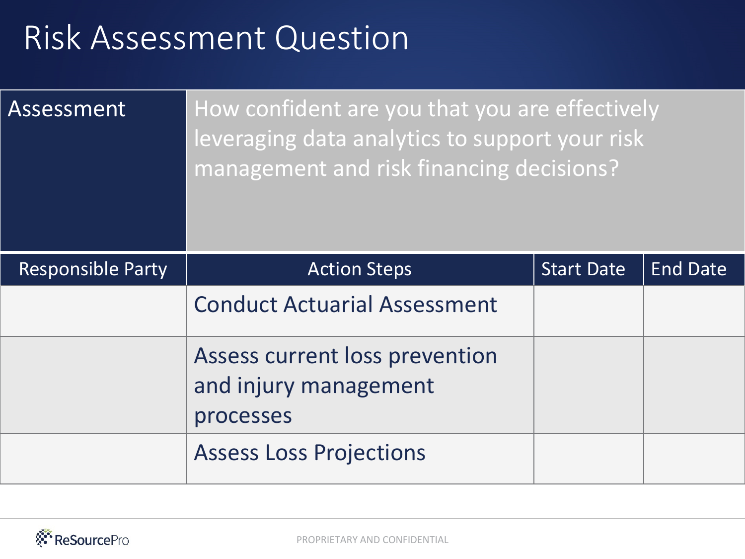# Risk Assessment Question

| Assessment | How confident are you that you are effectively leveraging data analytics to support your risk management and risk financing decisions? |
|---|---|

| Responsible Party | Action Steps | Start Date | End Date |
|---|---|---|---|
| | Conduct Actuarial Assessment | | |
| | Assess current loss prevention and injury management processes | | |
| | Assess Loss Projections | | |

PROPRIETARY AND CONFIDENTIAL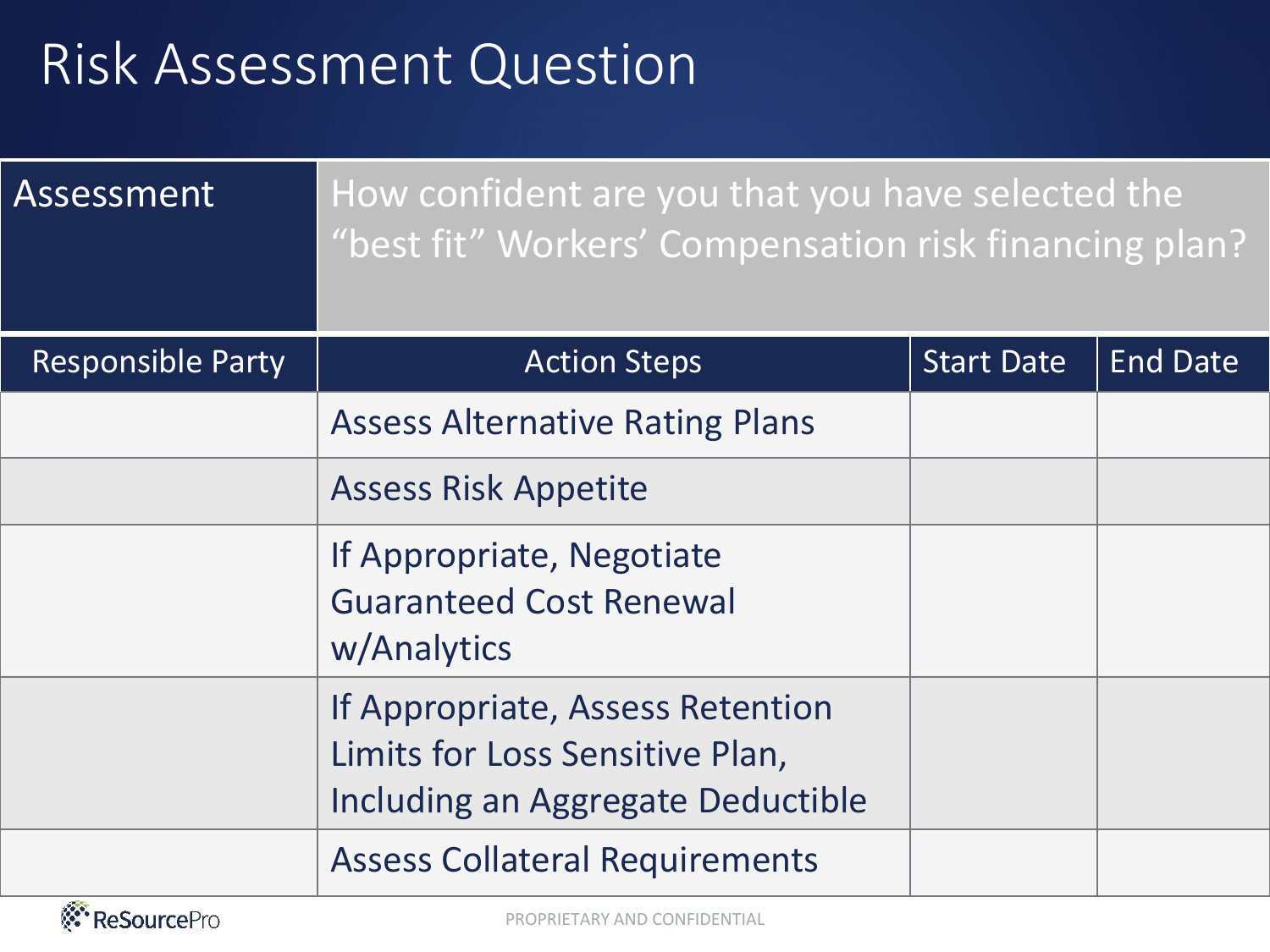# Risk Assessment Question

| Assessment | How confident are you that you have selected the "best fit" Workers' Compensation risk financing plan? | | |
|---|---|---|---|
| **Responsible Party** | **Action Steps** | **Start Date** | **End Date** |
| | Assess Alternative Rating Plans | | |
| | Assess Risk Appetite | | |
| | If Appropriate, Negotiate Guaranteed Cost Renewal w/Analytics | | |
| | If Appropriate, Assess Retention Limits for Loss Sensitive Plan, Including an Aggregate Deductible | | |
| | Assess Collateral Requirements | | |

PROPRIETARY AND CONFIDENTIAL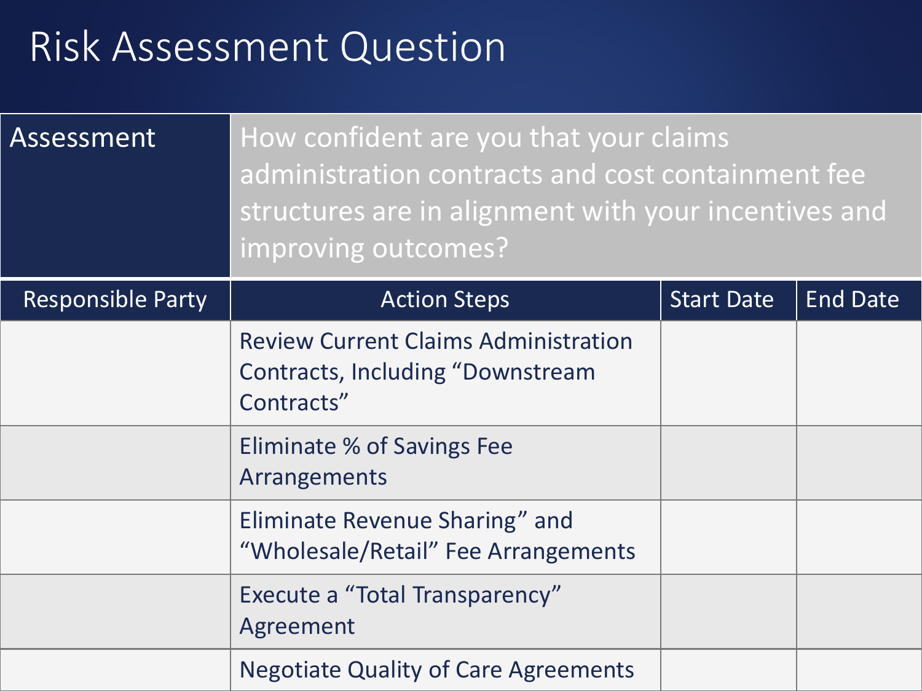# Risk Assessment Question

| Assessment | How confident are you that your claims administration contracts and cost containment fee structures are in alignment with your incentives and improving outcomes? | | |
|---|---|---|---|
| **Responsible Party** | **Action Steps** | **Start Date** | **End Date** |
| | Review Current Claims Administration Contracts, Including "Downstream Contracts" | | |
| | Eliminate % of Savings Fee Arrangements | | |
| | Eliminate Revenue Sharing" and "Wholesale/Retail" Fee Arrangements | | |
| | Execute a "Total Transparency" Agreement | | |
| | Negotiate Quality of Care Agreements | | |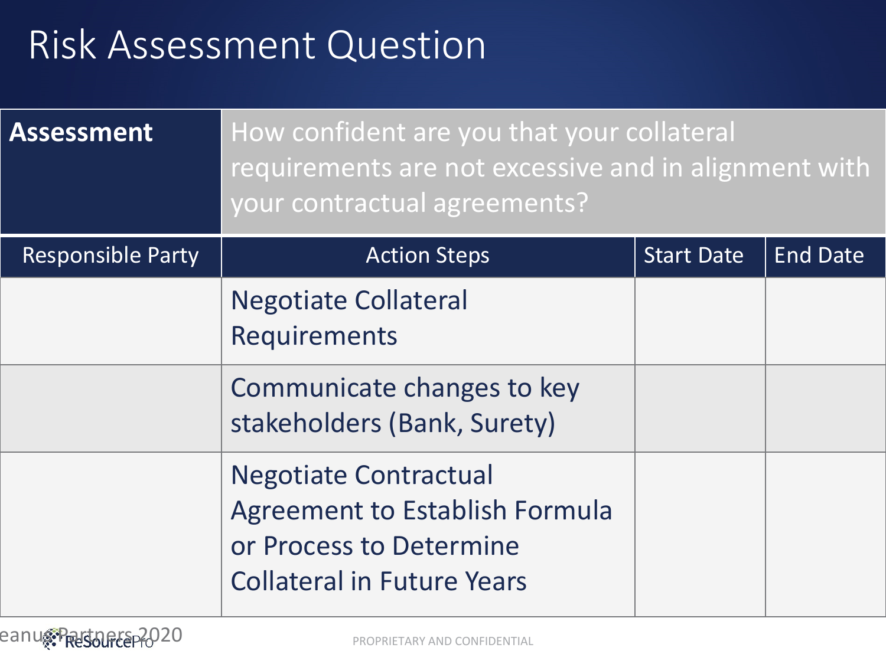# Risk Assessment Question

| **Assessment** | How confident are you that your collateral requirements are not excessive and in alignment with your contractual agreements? | | |
|---|---|---|---|
| Responsible Party | Action Steps | Start Date | End Date |
| | Negotiate Collateral Requirements | | |
| | Communicate changes to key stakeholders (Bank, Surety) | | |
| | Negotiate Contractual Agreement to Establish Formula or Process to Determine Collateral in Future Years | | |

PROPRIETARY AND CONFIDENTIAL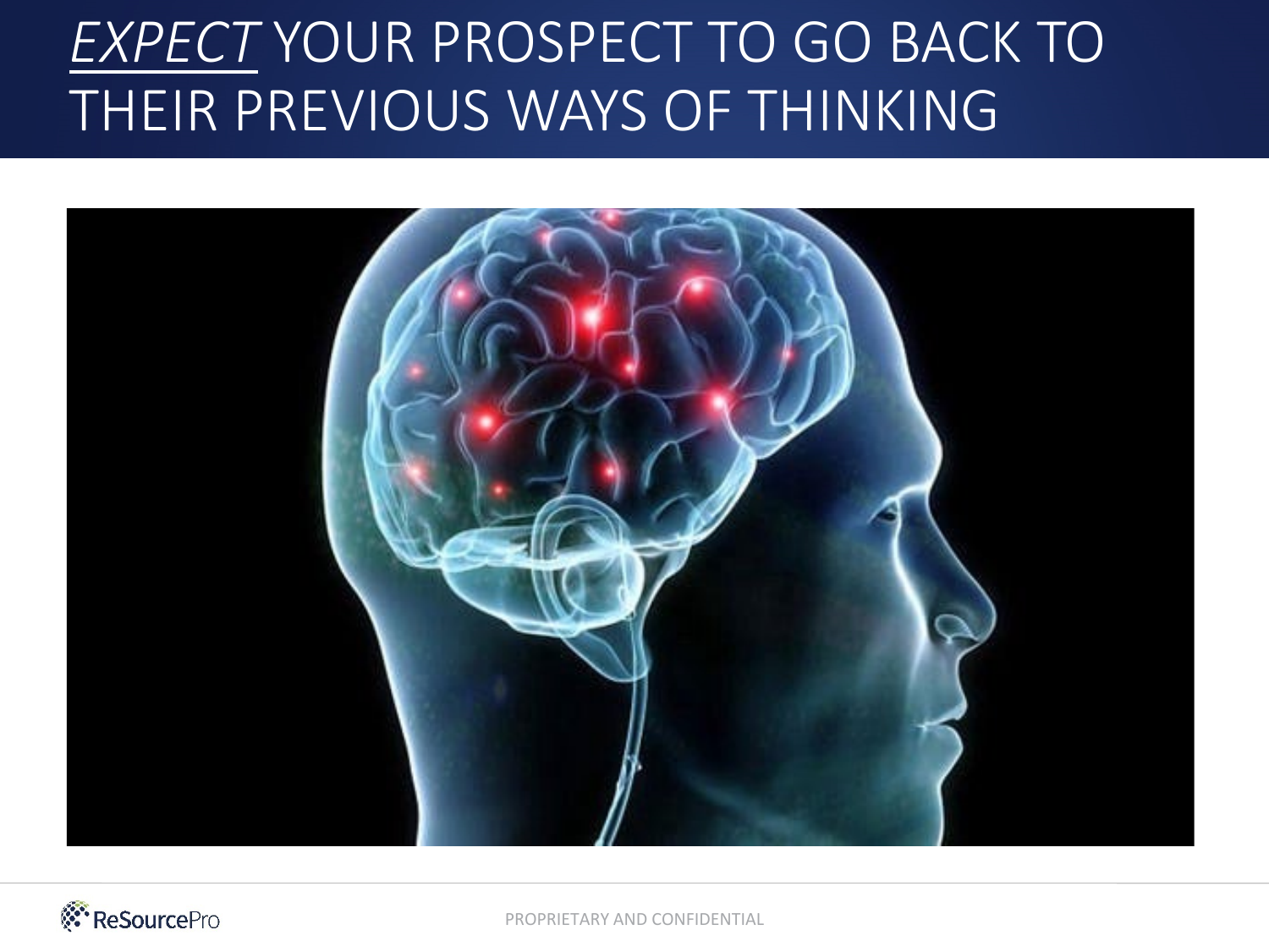# *EXPECT* YOUR PROSPECT TO GO BACK TO THEIR PREVIOUS WAYS OF THINKING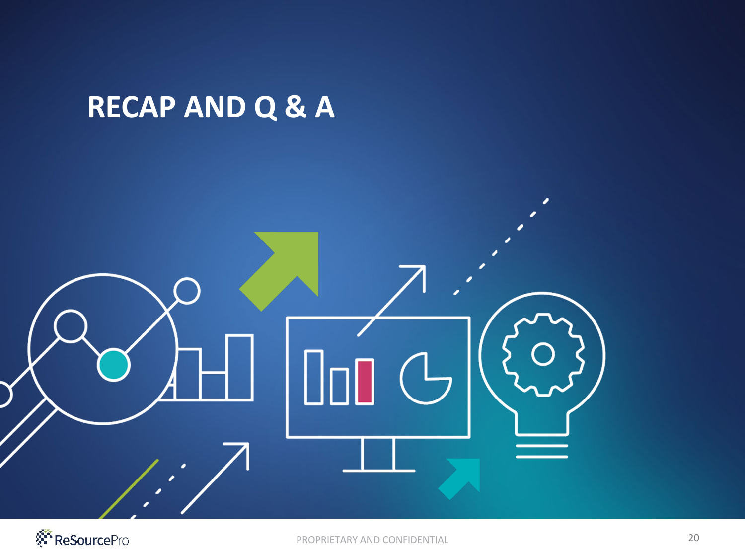# RECAP AND Q & A